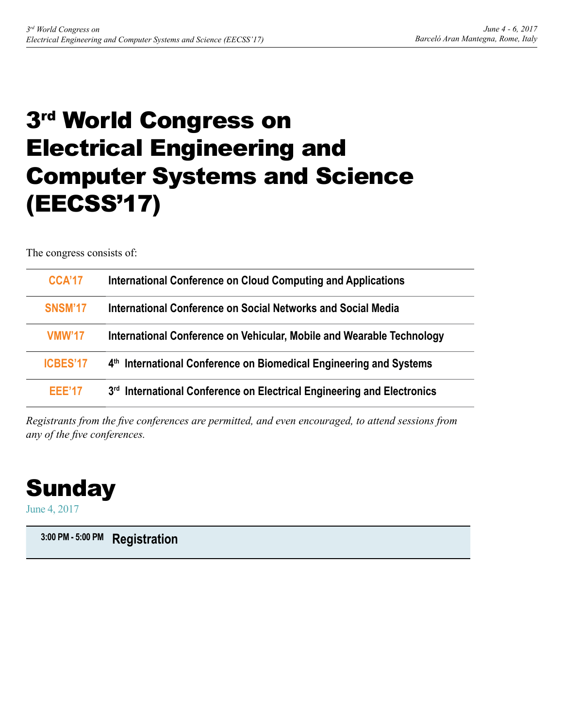# 3rd World Congress on Electrical Engineering and Computer Systems and Science (EECSS'17)

The congress consists of:

| | |
|---|---|
| **CCA'17** | **International Conference on Cloud Computing and Applications** |
| **SNSM'17** | **International Conference on Social Networks and Social Media** |
| **VMW'17** | **International Conference on Vehicular, Mobile and Wearable Technology** |
| **ICBES'17** | **4th International Conference on Biomedical Engineering and Systems** |
| **EEE'17** | **3rd International Conference on Electrical Engineering and Electronics** |

*Registrants from the five conferences are permitted, and even encouraged, to attend sessions from any of the five conferences.*

# Sunday

June 4, 2017

**3:00 PM - 5:00 PM** **Registration**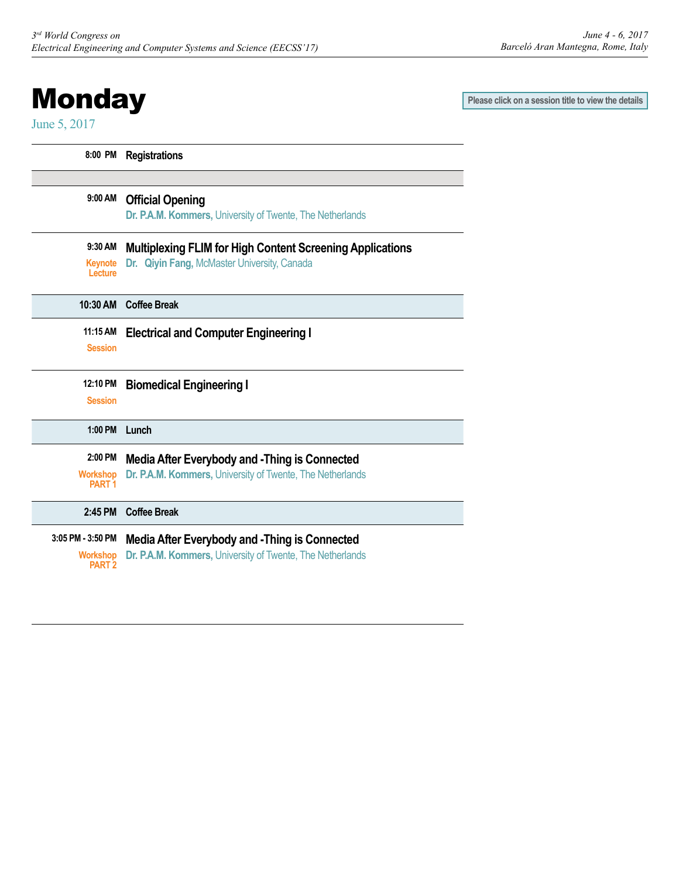# Monday

June 5, 2017

Please click on a session title to view the details

| | |
|---|---|
| 8:00 PM | **Registrations** |
| | |
| 9:00 AM | **Official Opening**<br>**Dr. P.A.M. Kommers,** University of Twente, The Netherlands |
| 9:30 AM<br>Keynote Lecture | **Multiplexing FLIM for High Content Screening Applications**<br>**Dr. Qiyin Fang,** McMaster University, Canada |
| 10:30 AM | **Coffee Break** |
| 11:15 AM<br>Session | **Electrical and Computer Engineering I** |
| 12:10 PM<br>Session | **Biomedical Engineering I** |
| 1:00 PM | **Lunch** |
| 2:00 PM<br>Workshop PART 1 | **Media After Everybody and -Thing is Connected**<br>**Dr. P.A.M. Kommers,** University of Twente, The Netherlands |
| 2:45 PM | **Coffee Break** |
| 3:05 PM - 3:50 PM<br>Workshop PART 2 | **Media After Everybody and -Thing is Connected**<br>**Dr. P.A.M. Kommers,** University of Twente, The Netherlands |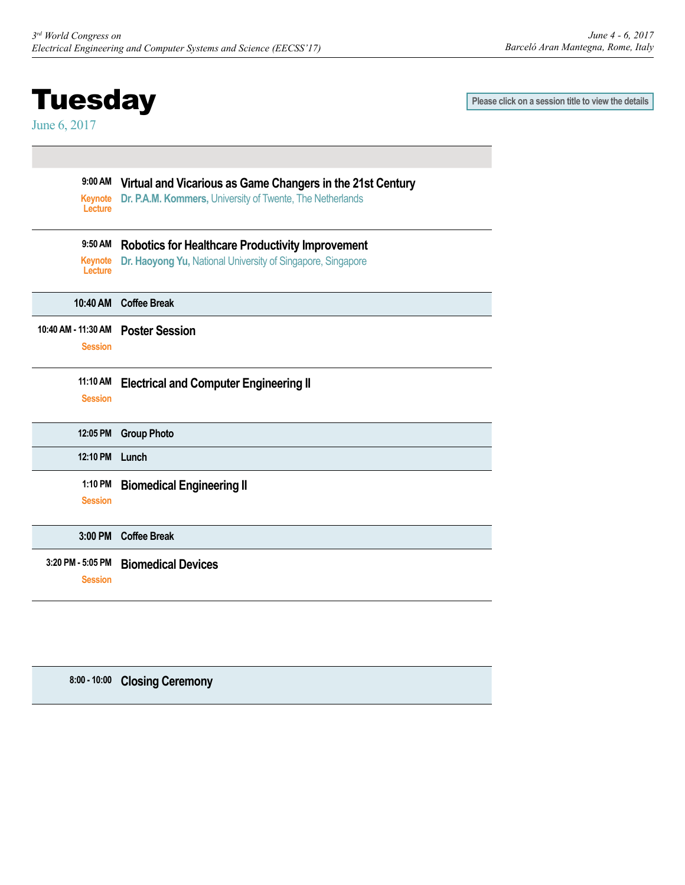# Tuesday

June 6, 2017

Please click on a session title to view the details

| | |
|---|---|
| **9:00 AM** Keynote Lecture | **Virtual and Vicarious as Game Changers in the 21st Century** **Dr. P.A.M. Kommers,** University of Twente, The Netherlands |
| **9:50 AM** Keynote Lecture | **Robotics for Healthcare Productivity Improvement** **Dr. Haoyong Yu,** National University of Singapore, Singapore |
| **10:40 AM** | **Coffee Break** |
| **10:40 AM - 11:30 AM** Session | **Poster Session** |
| **11:10 AM** Session | **Electrical and Computer Engineering II** |
| **12:05 PM** | **Group Photo** |
| **12:10 PM** | **Lunch** |
| **1:10 PM** Session | **Biomedical Engineering II** |
| **3:00 PM** | **Coffee Break** |
| **3:20 PM - 5:05 PM** Session | **Biomedical Devices** |
| **8:00 - 10:00** | **Closing Ceremony** |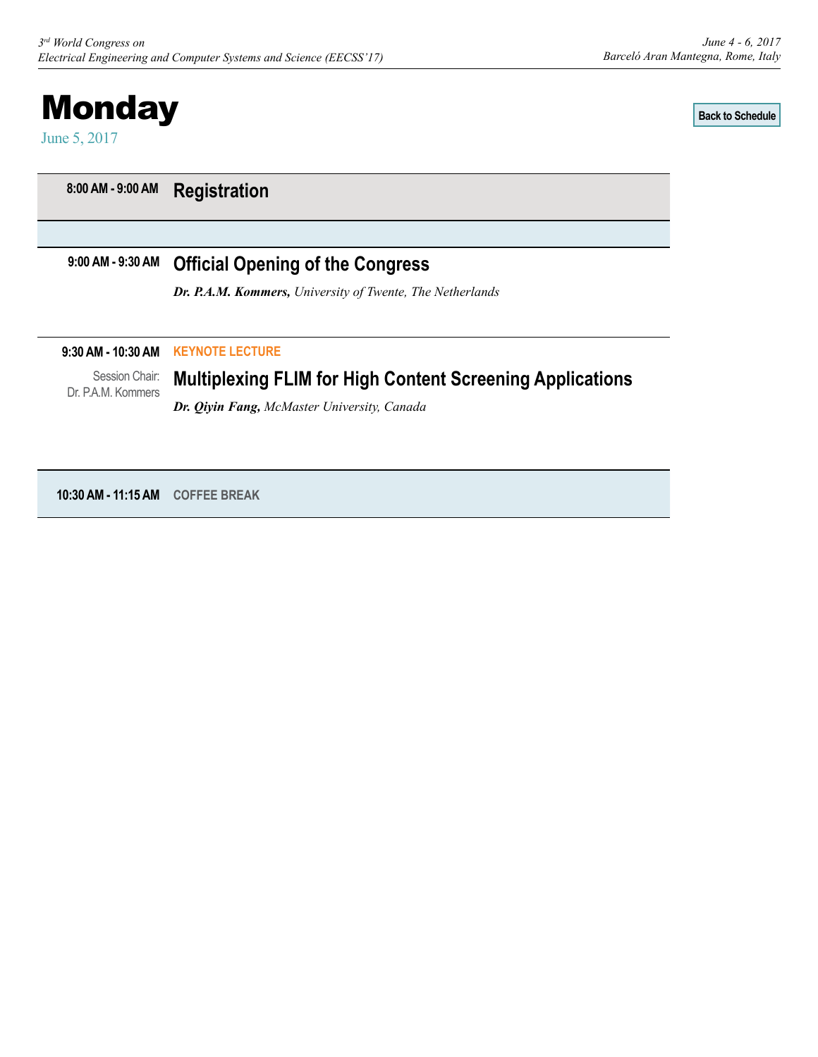# Monday

June 5, 2017

Back to Schedule

**8:00 AM - 9:00 AM** **Registration**

**9:00 AM - 9:30 AM** **Official Opening of the Congress**

***Dr. P.A.M. Kommers,*** *University of Twente, The Netherlands*

**9:30 AM - 10:30 AM** **KEYNOTE LECTURE**

Session Chair: Dr. P.A.M. Kommers

**Multiplexing FLIM for High Content Screening Applications**

***Dr. Qiyin Fang,*** *McMaster University, Canada*

**10:30 AM - 11:15 AM** **COFFEE BREAK**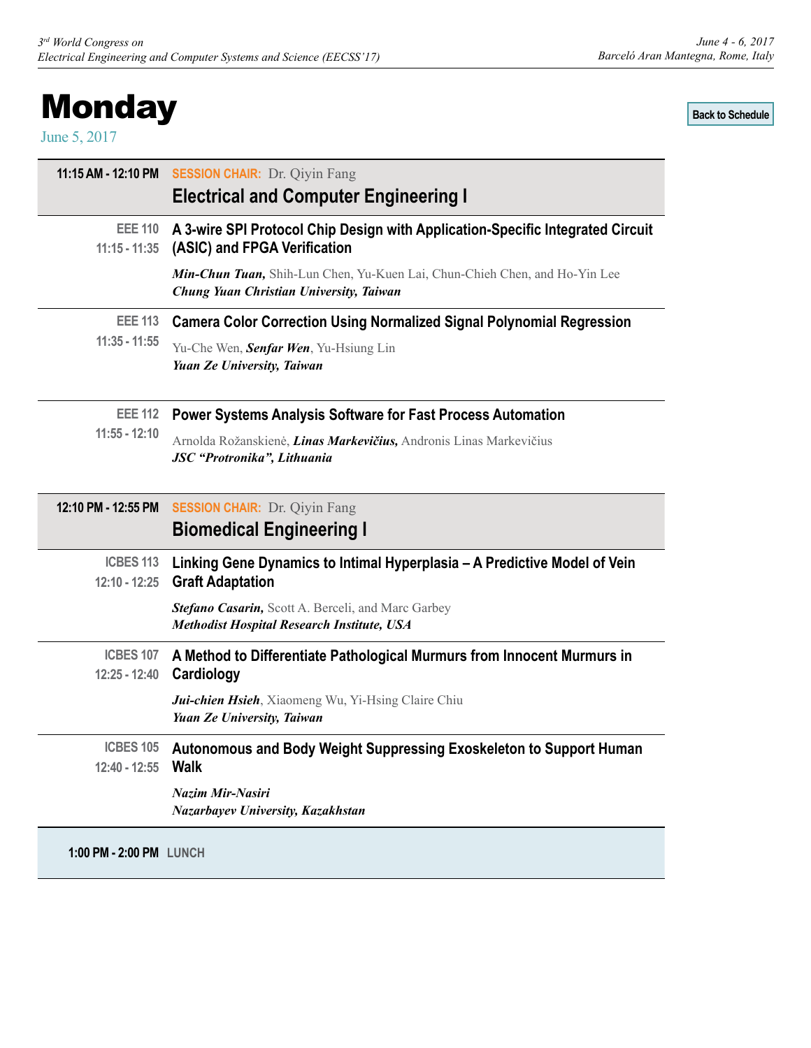# Monday

June 5, 2017

Back to Schedule

**11:15 AM - 12:10 PM** SESSION CHAIR: Dr. Qiyin Fang

## Electrical and Computer Engineering I

**EEE 110**
11:15 - 11:35

### A 3-wire SPI Protocol Chip Design with Application-Specific Integrated Circuit (ASIC) and FPGA Verification

***Min-Chun Tuan,*** Shih-Lun Chen, Yu-Kuen Lai, Chun-Chieh Chen, and Ho-Yin Lee
***Chung Yuan Christian University, Taiwan***

**EEE 113**
11:35 - 11:55

### Camera Color Correction Using Normalized Signal Polynomial Regression

Yu-Che Wen, ***Senfar Wen***, Yu-Hsiung Lin
***Yuan Ze University, Taiwan***

**EEE 112**
11:55 - 12:10

### Power Systems Analysis Software for Fast Process Automation

Arnolda Rožanskienė, ***Linas Markevičius,*** Andronis Linas Markevičius
***JSC "Protronika", Lithuania***

**12:10 PM - 12:55 PM** SESSION CHAIR: Dr. Qiyin Fang

## Biomedical Engineering I

**ICBES 113**
12:10 - 12:25

### Linking Gene Dynamics to Intimal Hyperplasia – A Predictive Model of Vein Graft Adaptation

***Stefano Casarin,*** Scott A. Berceli, and Marc Garbey
***Methodist Hospital Research Institute, USA***

**ICBES 107**
12:25 - 12:40

### A Method to Differentiate Pathological Murmurs from Innocent Murmurs in Cardiology

***Jui-chien Hsieh***, Xiaomeng Wu, Yi-Hsing Claire Chiu
***Yuan Ze University, Taiwan***

**ICBES 105**
12:40 - 12:55

### Autonomous and Body Weight Suppressing Exoskeleton to Support Human Walk

***Nazim Mir-Nasiri***
***Nazarbayev University, Kazakhstan***

**1:00 PM - 2:00 PM** LUNCH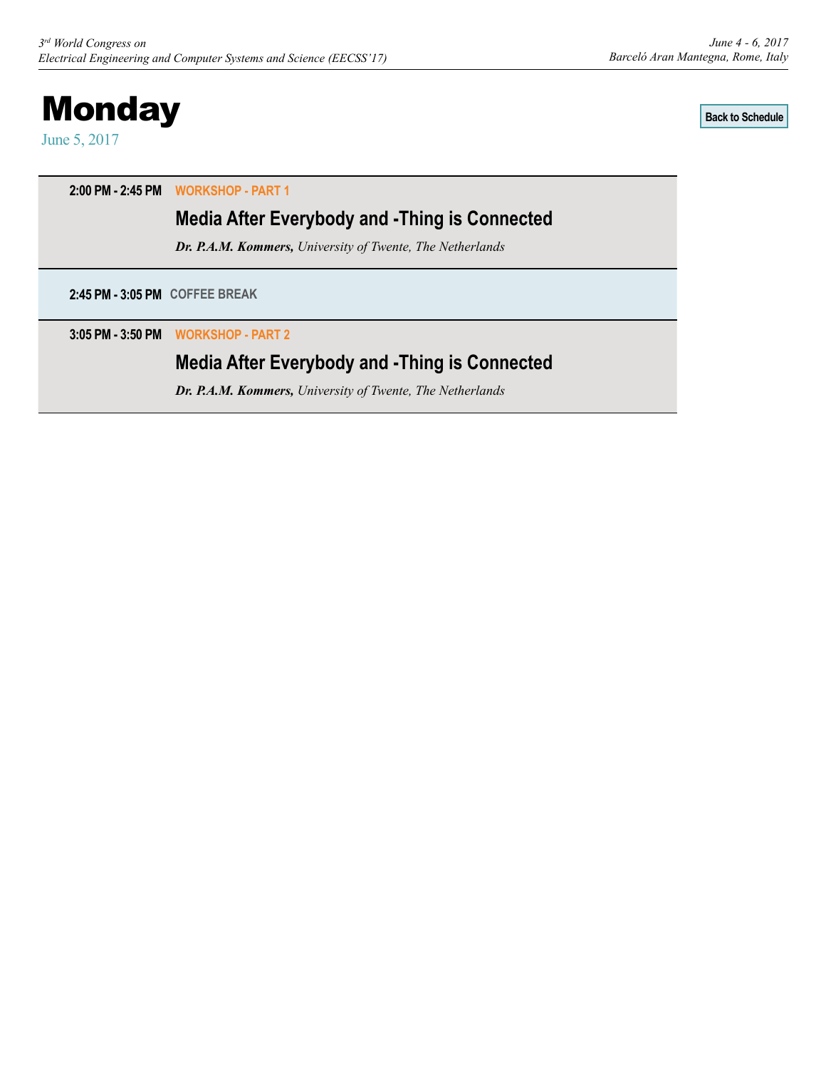# Monday

June 5, 2017

Back to Schedule

**2:00 PM - 2:45 PM** **WORKSHOP - PART 1**

### Media After Everybody and -Thing is Connected

***Dr. P.A.M. Kommers,*** *University of Twente, The Netherlands*

**2:45 PM - 3:05 PM** **COFFEE BREAK**

**3:05 PM - 3:50 PM** **WORKSHOP - PART 2**

### Media After Everybody and -Thing is Connected

***Dr. P.A.M. Kommers,*** *University of Twente, The Netherlands*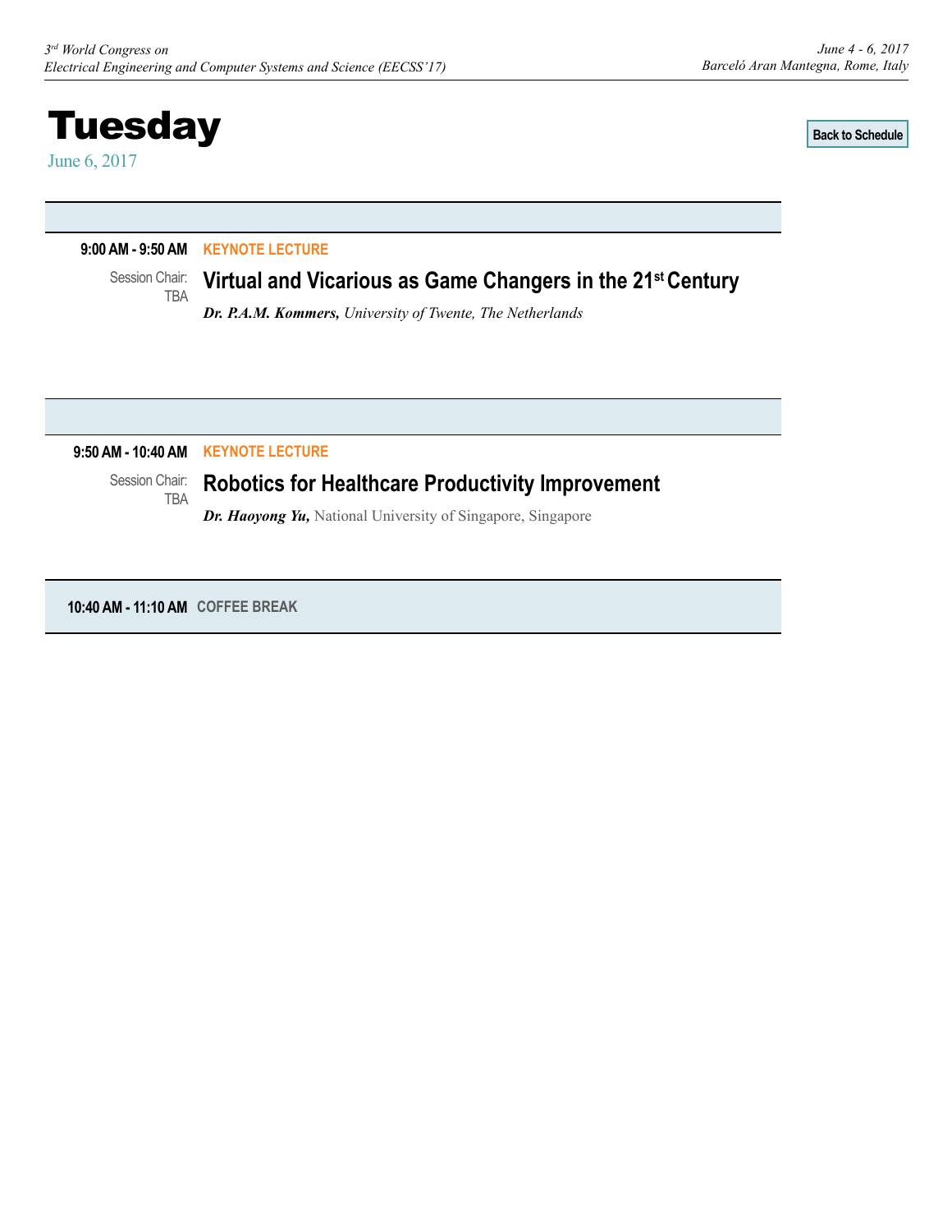# Tuesday

June 6, 2017

Back to Schedule

**9:00 AM - 9:50 AM** **KEYNOTE LECTURE**

Session Chair: TBA

## Virtual and Vicarious as Game Changers in the 21st Century

***Dr. P.A.M. Kommers,*** *University of Twente, The Netherlands*

**9:50 AM - 10:40 AM** **KEYNOTE LECTURE**

Session Chair: TBA

## Robotics for Healthcare Productivity Improvement

***Dr. Haoyong Yu,*** National University of Singapore, Singapore

**10:40 AM - 11:10 AM** **COFFEE BREAK**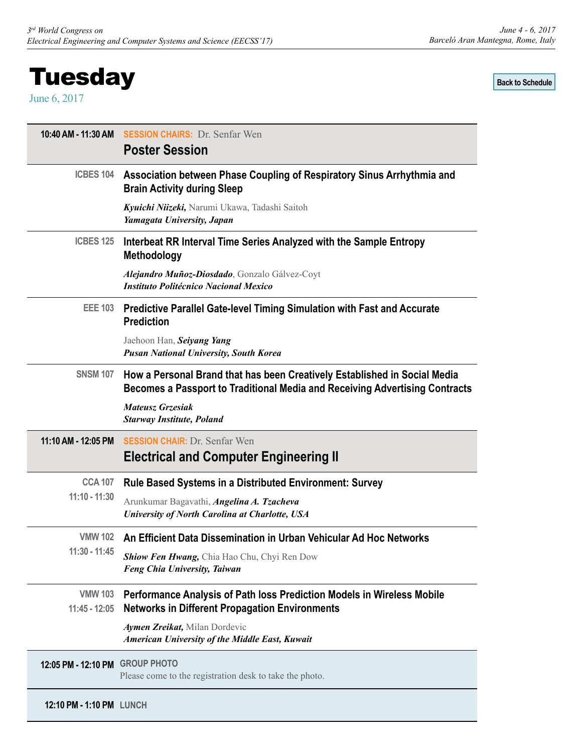# Tuesday

June 6, 2017

Back to Schedule

**10:40 AM - 11:30 AM** — **SESSION CHAIRS:** Dr. Senfar Wen

## Poster Session

**ICBES 104**

**Association between Phase Coupling of Respiratory Sinus Arrhythmia and Brain Activity during Sleep**

***Kyuichi Niizeki,*** Narumi Ukawa, Tadashi Saitoh
***Yamagata University, Japan***

**ICBES 125**

**Interbeat RR Interval Time Series Analyzed with the Sample Entropy Methodology**

***Alejandro Muñoz-Diosdado***, Gonzalo Gálvez-Coyt
***Instituto Politécnico Nacional Mexico***

**EEE 103**

**Predictive Parallel Gate-level Timing Simulation with Fast and Accurate Prediction**

Jaehoon Han, ***Seiyang Yang***
***Pusan National University, South Korea***

**SNSM 107**

**How a Personal Brand that has been Creatively Established in Social Media Becomes a Passport to Traditional Media and Receiving Advertising Contracts**

***Mateusz Grzesiak***
***Starway Institute, Poland***

**11:10 AM - 12:05 PM** — **SESSION CHAIR:** Dr. Senfar Wen

## Electrical and Computer Engineering II

**CCA 107**
**11:10 - 11:30**

**Rule Based Systems in a Distributed Environment: Survey**

Arunkumar Bagavathi, ***Angelina A. Tzacheva***
***University of North Carolina at Charlotte, USA***

**VMW 102**
**11:30 - 11:45**

**An Efficient Data Dissemination in Urban Vehicular Ad Hoc Networks**

***Shiow Fen Hwang,*** Chia Hao Chu, Chyi Ren Dow
***Feng Chia University, Taiwan***

**VMW 103**
**11:45 - 12:05**

**Performance Analysis of Path loss Prediction Models in Wireless Mobile Networks in Different Propagation Environments**

***Aymen Zreikat,*** Milan Dordevic
***American University of the Middle East, Kuwait***

**12:05 PM - 12:10 PM** — **GROUP PHOTO**

Please come to the registration desk to take the photo.

**12:10 PM - 1:10 PM** — **LUNCH**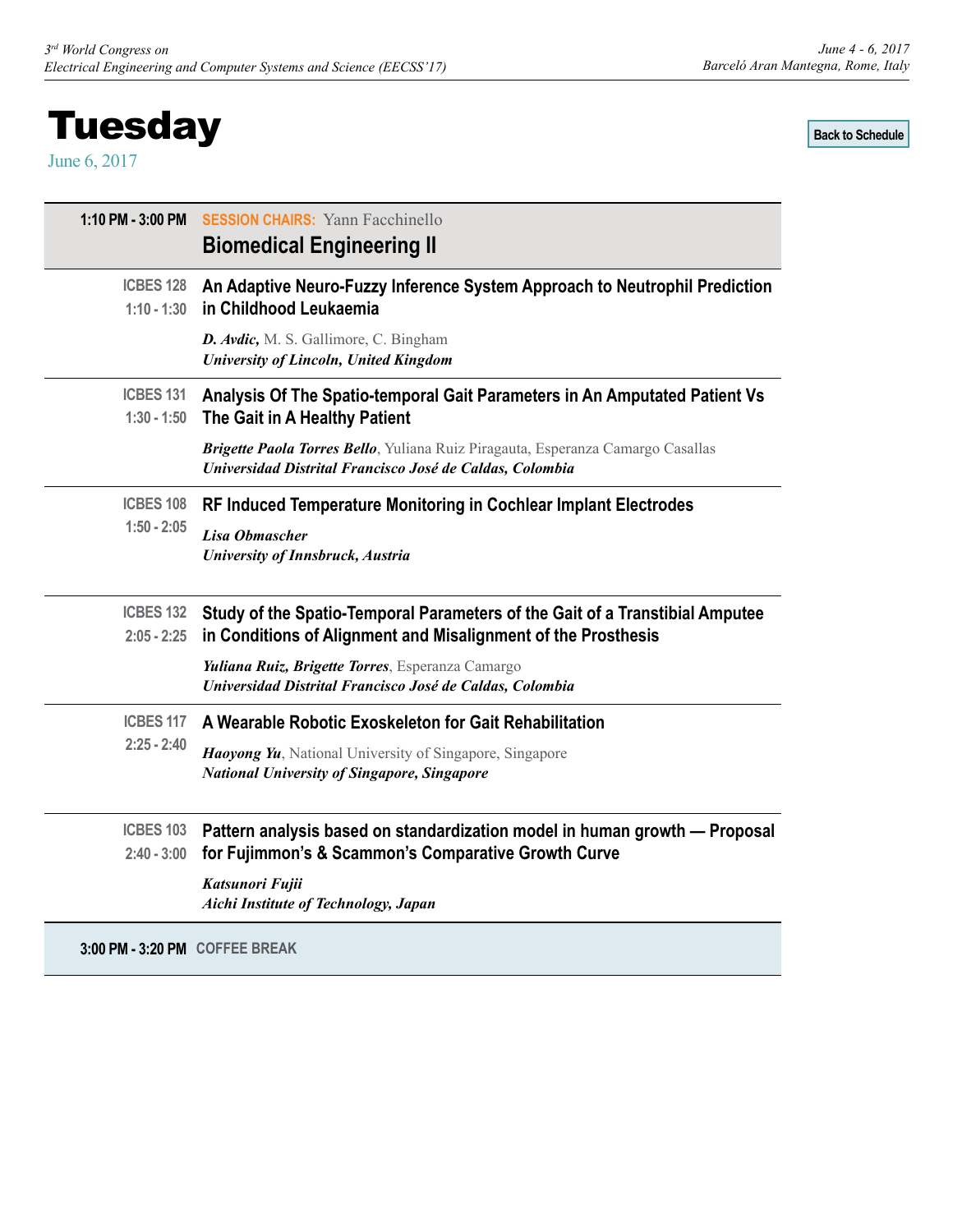# Tuesday

June 6, 2017

Back to Schedule

**1:10 PM - 3:00 PM** **SESSION CHAIRS:** Yann Facchinello

## Biomedical Engineering II

**ICBES 128**
**1:10 - 1:30**

**An Adaptive Neuro-Fuzzy Inference System Approach to Neutrophil Prediction in Childhood Leukaemia**

***D. Avdic,*** M. S. Gallimore, C. Bingham
***University of Lincoln, United Kingdom***

---

**ICBES 131**
**1:30 - 1:50**

**Analysis Of The Spatio-temporal Gait Parameters in An Amputated Patient Vs The Gait in A Healthy Patient**

***Brigette Paola Torres Bello***, Yuliana Ruiz Piragauta, Esperanza Camargo Casallas
***Universidad Distrital Francisco José de Caldas, Colombia***

---

**ICBES 108**
**1:50 - 2:05**

**RF Induced Temperature Monitoring in Cochlear Implant Electrodes**

***Lisa Obmascher***
***University of Innsbruck, Austria***

---

**ICBES 132**
**2:05 - 2:25**

**Study of the Spatio-Temporal Parameters of the Gait of a Transtibial Amputee in Conditions of Alignment and Misalignment of the Prosthesis**

***Yuliana Ruiz, Brigette Torres***, Esperanza Camargo
***Universidad Distrital Francisco José de Caldas, Colombia***

---

**ICBES 117**
**2:25 - 2:40**

**A Wearable Robotic Exoskeleton for Gait Rehabilitation**

***Haoyong Yu***, National University of Singapore, Singapore
***National University of Singapore, Singapore***

---

**ICBES 103**
**2:40 - 3:00**

**Pattern analysis based on standardization model in human growth — Proposal for Fujimmon's & Scammon's Comparative Growth Curve**

***Katsunori Fujii***
***Aichi Institute of Technology, Japan***

---

**3:00 PM - 3:20 PM** **COFFEE BREAK**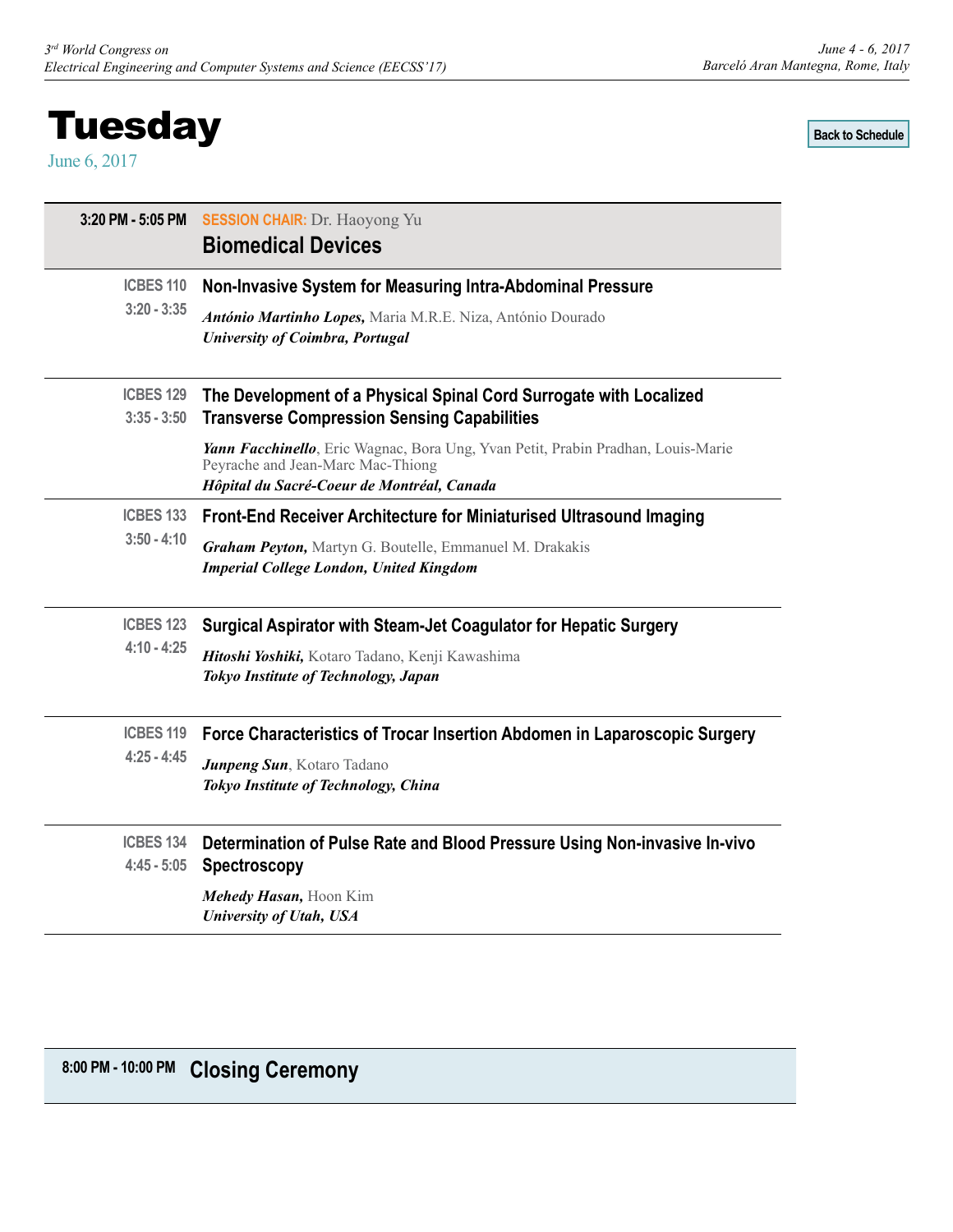# Tuesday

June 6, 2017

Back to Schedule

**3:20 PM - 5:05 PM** SESSION CHAIR: Dr. Haoyong Yu

## Biomedical Devices

**ICBES 110**
**3:20 - 3:35**

**Non-Invasive System for Measuring Intra-Abdominal Pressure**

***António Martinho Lopes,*** Maria M.R.E. Niza, António Dourado
***University of Coimbra, Portugal***

**ICBES 129**
**3:35 - 3:50**

**The Development of a Physical Spinal Cord Surrogate with Localized Transverse Compression Sensing Capabilities**

***Yann Facchinello***, Eric Wagnac, Bora Ung, Yvan Petit, Prabin Pradhan, Louis-Marie Peyrache and Jean-Marc Mac-Thiong
***Hôpital du Sacré-Coeur de Montréal, Canada***

**ICBES 133**
**3:50 - 4:10**

**Front-End Receiver Architecture for Miniaturised Ultrasound Imaging**

***Graham Peyton,*** Martyn G. Boutelle, Emmanuel M. Drakakis
***Imperial College London, United Kingdom***

**ICBES 123**
**4:10 - 4:25**

**Surgical Aspirator with Steam-Jet Coagulator for Hepatic Surgery**

***Hitoshi Yoshiki,*** Kotaro Tadano, Kenji Kawashima
***Tokyo Institute of Technology, Japan***

**ICBES 119**
**4:25 - 4:45**

**Force Characteristics of Trocar Insertion Abdomen in Laparoscopic Surgery**

***Junpeng Sun***, Kotaro Tadano
***Tokyo Institute of Technology, China***

**ICBES 134**
**4:45 - 5:05**

**Determination of Pulse Rate and Blood Pressure Using Non-invasive In-vivo Spectroscopy**

***Mehedy Hasan,*** Hoon Kim
***University of Utah, USA***

**8:00 PM - 10:00 PM** **Closing Ceremony**